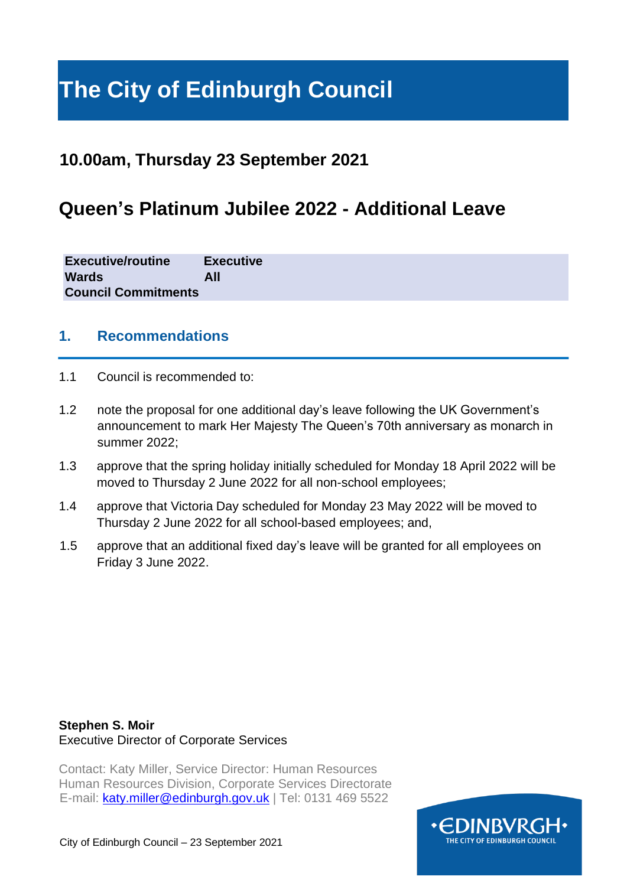# The City of Edinburgh Council

## 10.00am, Thursday 23 September 2021

# Queen's Platinum Jubilee 2022 - Additional Leave

| | |
|---|---|
| **Executive/routine** | **Executive** |
| **Wards** | **All** |
| **Council Commitments** | |

## 1. Recommendations

1.1 Council is recommended to:

1.2 note the proposal for one additional day's leave following the UK Government's announcement to mark Her Majesty The Queen's 70th anniversary as monarch in summer 2022;

1.3 approve that the spring holiday initially scheduled for Monday 18 April 2022 will be moved to Thursday 2 June 2022 for all non-school employees;

1.4 approve that Victoria Day scheduled for Monday 23 May 2022 will be moved to Thursday 2 June 2022 for all school-based employees; and,

1.5 approve that an additional fixed day's leave will be granted for all employees on Friday 3 June 2022.

**Stephen S. Moir**
Executive Director of Corporate Services

Contact: Katy Miller, Service Director: Human Resources
Human Resources Division, Corporate Services Directorate
E-mail: katy.miller@edinburgh.gov.uk | Tel: 0131 469 5522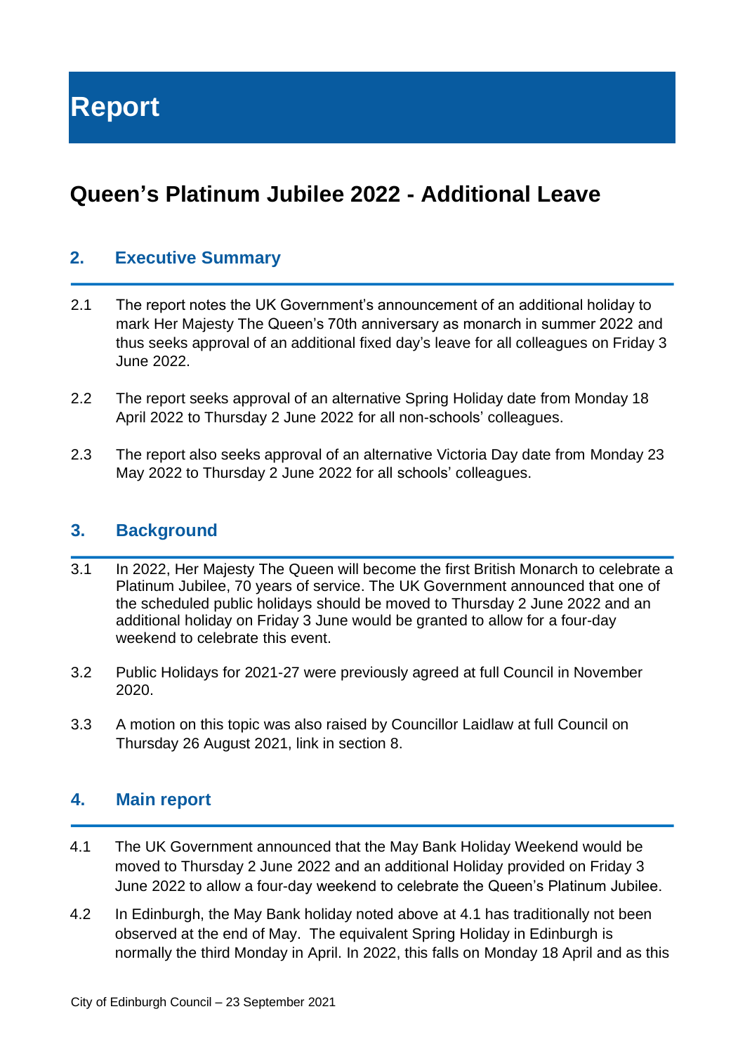# Report

## Queen's Platinum Jubilee 2022 - Additional Leave

### 2. Executive Summary

2.1 The report notes the UK Government's announcement of an additional holiday to mark Her Majesty The Queen's 70th anniversary as monarch in summer 2022 and thus seeks approval of an additional fixed day's leave for all colleagues on Friday 3 June 2022.

2.2 The report seeks approval of an alternative Spring Holiday date from Monday 18 April 2022 to Thursday 2 June 2022 for all non-schools' colleagues.

2.3 The report also seeks approval of an alternative Victoria Day date from Monday 23 May 2022 to Thursday 2 June 2022 for all schools' colleagues.

### 3. Background

3.1 In 2022, Her Majesty The Queen will become the first British Monarch to celebrate a Platinum Jubilee, 70 years of service. The UK Government announced that one of the scheduled public holidays should be moved to Thursday 2 June 2022 and an additional holiday on Friday 3 June would be granted to allow for a four-day weekend to celebrate this event.

3.2 Public Holidays for 2021-27 were previously agreed at full Council in November 2020.

3.3 A motion on this topic was also raised by Councillor Laidlaw at full Council on Thursday 26 August 2021, link in section 8.

### 4. Main report

4.1 The UK Government announced that the May Bank Holiday Weekend would be moved to Thursday 2 June 2022 and an additional Holiday provided on Friday 3 June 2022 to allow a four-day weekend to celebrate the Queen's Platinum Jubilee.

4.2 In Edinburgh, the May Bank holiday noted above at 4.1 has traditionally not been observed at the end of May. The equivalent Spring Holiday in Edinburgh is normally the third Monday in April. In 2022, this falls on Monday 18 April and as this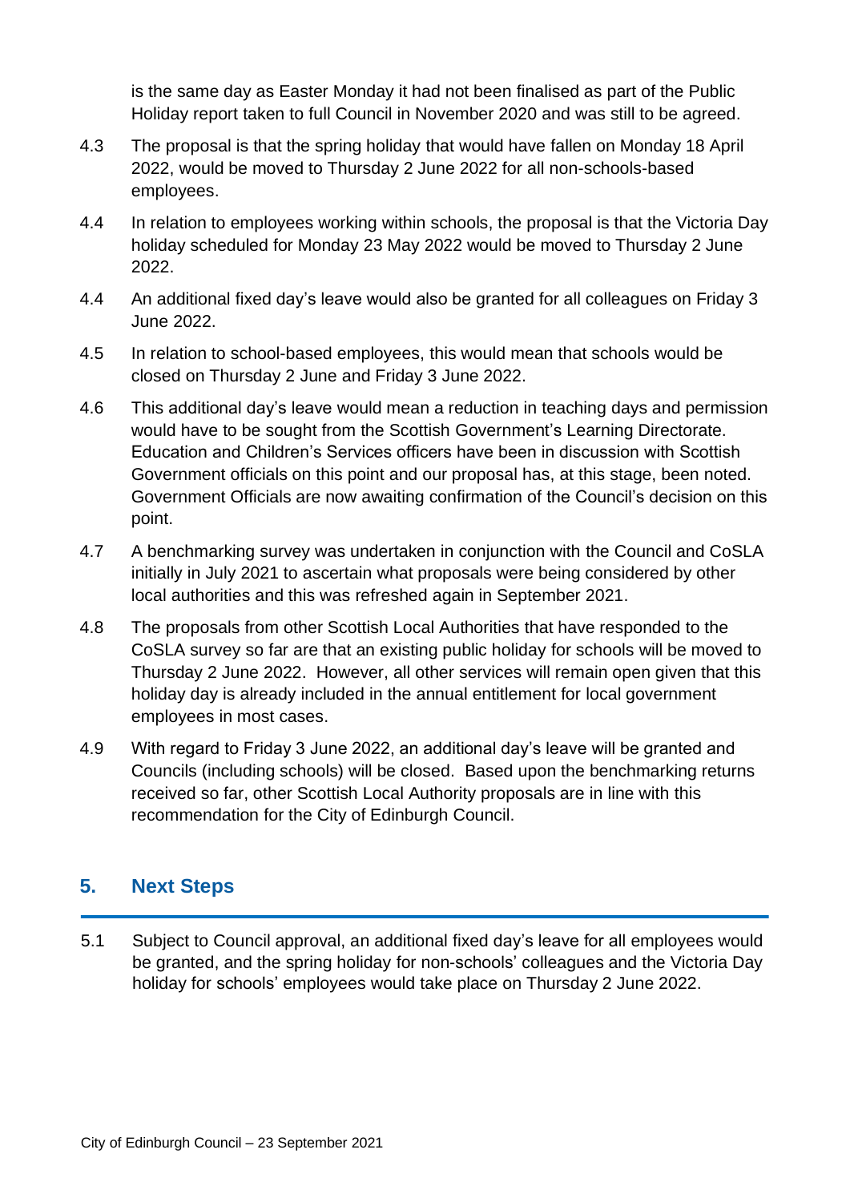is the same day as Easter Monday it had not been finalised as part of the Public Holiday report taken to full Council in November 2020 and was still to be agreed.

4.3 The proposal is that the spring holiday that would have fallen on Monday 18 April 2022, would be moved to Thursday 2 June 2022 for all non-schools-based employees.

4.4 In relation to employees working within schools, the proposal is that the Victoria Day holiday scheduled for Monday 23 May 2022 would be moved to Thursday 2 June 2022.

4.4 An additional fixed day's leave would also be granted for all colleagues on Friday 3 June 2022.

4.5 In relation to school-based employees, this would mean that schools would be closed on Thursday 2 June and Friday 3 June 2022.

4.6 This additional day's leave would mean a reduction in teaching days and permission would have to be sought from the Scottish Government's Learning Directorate. Education and Children's Services officers have been in discussion with Scottish Government officials on this point and our proposal has, at this stage, been noted. Government Officials are now awaiting confirmation of the Council's decision on this point.

4.7 A benchmarking survey was undertaken in conjunction with the Council and CoSLA initially in July 2021 to ascertain what proposals were being considered by other local authorities and this was refreshed again in September 2021.

4.8 The proposals from other Scottish Local Authorities that have responded to the CoSLA survey so far are that an existing public holiday for schools will be moved to Thursday 2 June 2022. However, all other services will remain open given that this holiday day is already included in the annual entitlement for local government employees in most cases.

4.9 With regard to Friday 3 June 2022, an additional day's leave will be granted and Councils (including schools) will be closed. Based upon the benchmarking returns received so far, other Scottish Local Authority proposals are in line with this recommendation for the City of Edinburgh Council.

## 5. Next Steps

5.1 Subject to Council approval, an additional fixed day's leave for all employees would be granted, and the spring holiday for non-schools' colleagues and the Victoria Day holiday for schools' employees would take place on Thursday 2 June 2022.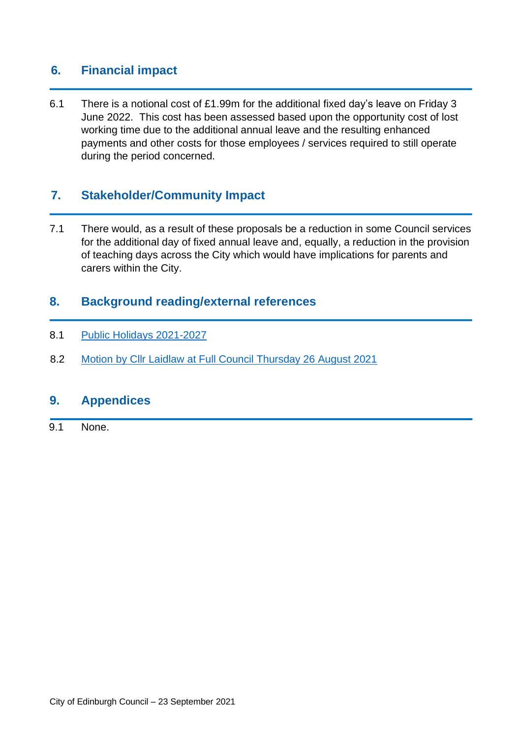## 6. Financial impact

6.1 There is a notional cost of £1.99m for the additional fixed day's leave on Friday 3 June 2022. This cost has been assessed based upon the opportunity cost of lost working time due to the additional annual leave and the resulting enhanced payments and other costs for those employees / services required to still operate during the period concerned.

## 7. Stakeholder/Community Impact

7.1 There would, as a result of these proposals be a reduction in some Council services for the additional day of fixed annual leave and, equally, a reduction in the provision of teaching days across the City which would have implications for parents and carers within the City.

## 8. Background reading/external references

8.1 Public Holidays 2021-2027

8.2 Motion by Cllr Laidlaw at Full Council Thursday 26 August 2021

## 9. Appendices

9.1 None.